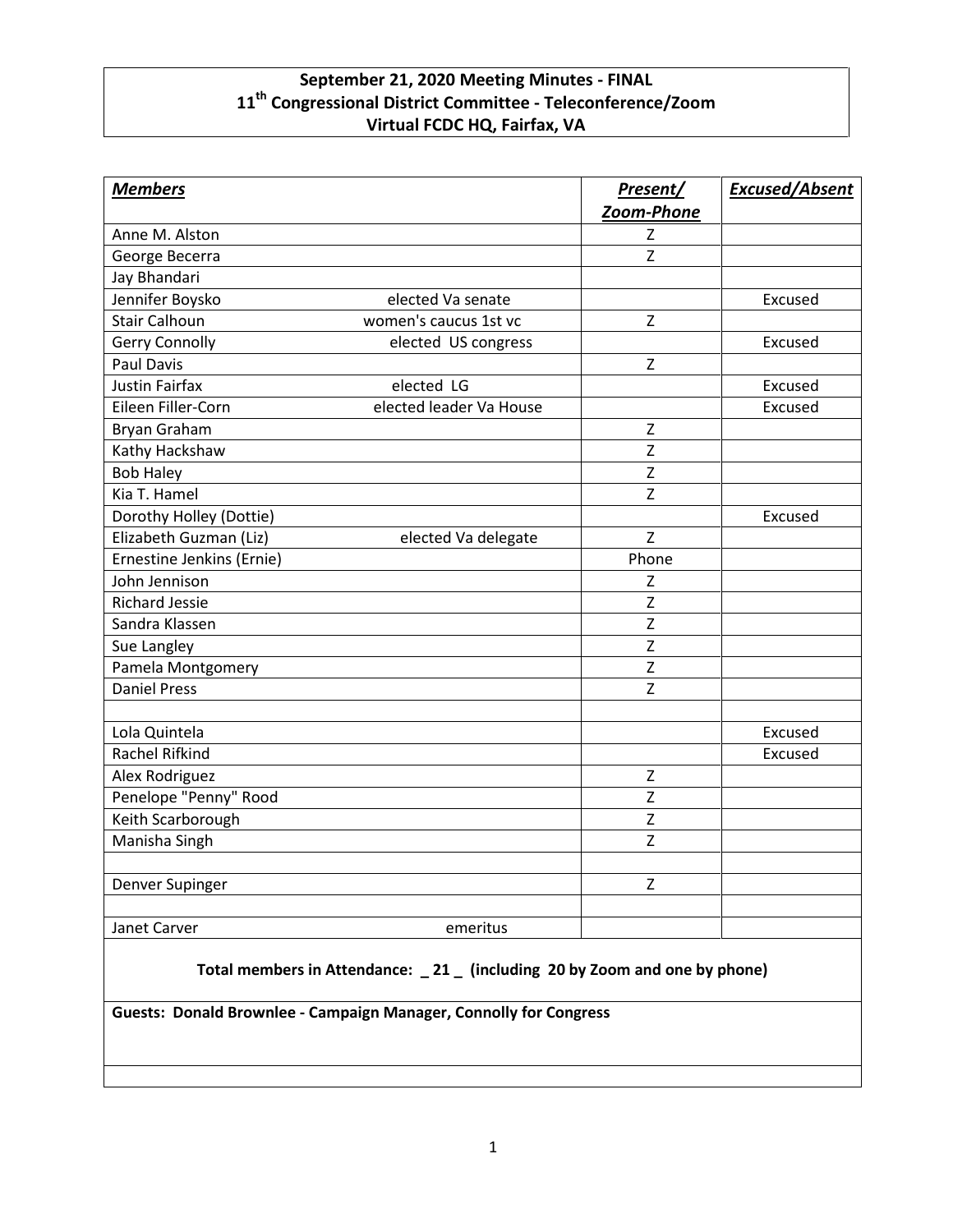**September 21, 2020 Meeting Minutes - FINAL**
**11th Congressional District Committee - Teleconference/Zoom**
**Virtual FCDC HQ, Fairfax, VA**

| ***Members*** | | ***Present/ Zoom-Phone*** | ***Excused/Absent*** |
|---|---|---|---|
| Anne M. Alston | | Z | |
| George Becerra | | Z | |
| Jay Bhandari | | | |
| Jennifer Boysko | elected Va senate | | Excused |
| Stair Calhoun | women's caucus 1st vc | Z | |
| Gerry Connolly | elected US congress | | Excused |
| Paul Davis | | Z | |
| Justin Fairfax | elected LG | | Excused |
| Eileen Filler-Corn | elected leader Va House | | Excused |
| Bryan Graham | | Z | |
| Kathy Hackshaw | | Z | |
| Bob Haley | | Z | |
| Kia T. Hamel | | Z | |
| Dorothy Holley (Dottie) | | | Excused |
| Elizabeth Guzman (Liz) | elected Va delegate | Z | |
| Ernestine Jenkins (Ernie) | | Phone | |
| John Jennison | | Z | |
| Richard Jessie | | Z | |
| Sandra Klassen | | Z | |
| Sue Langley | | Z | |
| Pamela Montgomery | | Z | |
| Daniel Press | | Z | |
| | | | |
| Lola Quintela | | | Excused |
| Rachel Rifkind | | | Excused |
| Alex Rodriguez | | Z | |
| Penelope "Penny" Rood | | Z | |
| Keith Scarborough | | Z | |
| Manisha Singh | | Z | |
| | | | |
| Denver Supinger | | Z | |
| | | | |
| Janet Carver | emeritus | | |

**Total members in Attendance: _ 21 _ (including 20 by Zoom and one by phone)**

**Guests: Donald Brownlee - Campaign Manager, Connolly for Congress**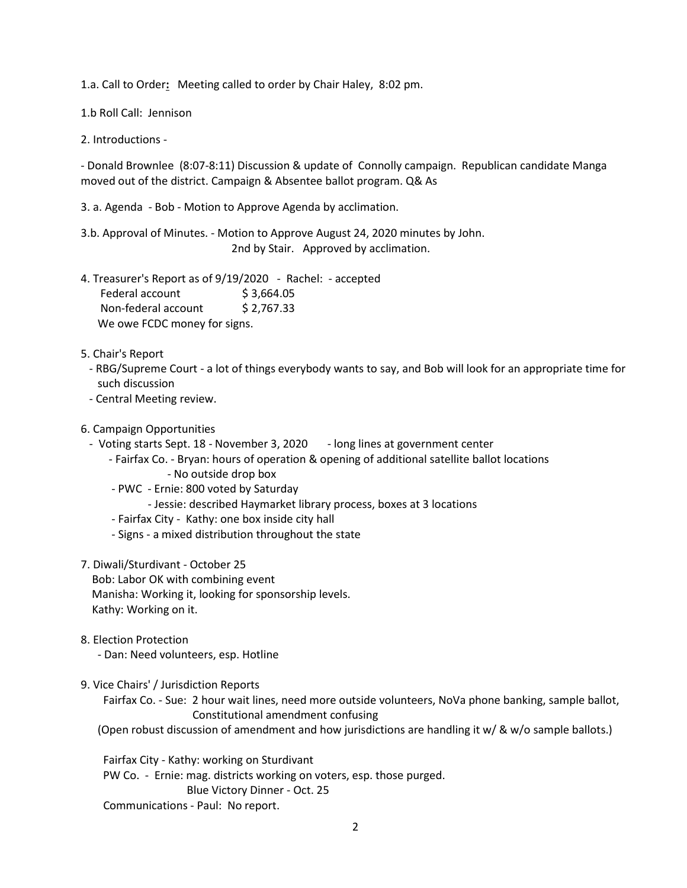1.a. Call to Order**:** Meeting called to order by Chair Haley, 8:02 pm.

1.b Roll Call: Jennison

2. Introductions -

- Donald Brownlee (8:07-8:11) Discussion & update of Connolly campaign. Republican candidate Manga moved out of the district. Campaign & Absentee ballot program. Q& As

3. a. Agenda - Bob - Motion to Approve Agenda by acclimation.

3.b. Approval of Minutes. - Motion to Approve August 24, 2020 minutes by John.
2nd by Stair. Approved by acclimation.

4. Treasurer's Report as of 9/19/2020 - Rachel: - accepted

| | |
|---|---|
| Federal account | $ 3,664.05 |
| Non-federal account | $ 2,767.33 |

We owe FCDC money for signs.

5. Chair's Report
   - RBG/Supreme Court - a lot of things everybody wants to say, and Bob will look for an appropriate time for such discussion
   - Central Meeting review.

6. Campaign Opportunities
   - Voting starts Sept. 18 - November 3, 2020 - long lines at government center
     - Fairfax Co. - Bryan: hours of operation & opening of additional satellite ballot locations
       - No outside drop box
     - PWC - Ernie: 800 voted by Saturday
       - Jessie: described Haymarket library process, boxes at 3 locations
     - Fairfax City - Kathy: one box inside city hall
     - Signs - a mixed distribution throughout the state

7. Diwali/Sturdivant - October 25
   Bob: Labor OK with combining event
   Manisha: Working it, looking for sponsorship levels.
   Kathy: Working on it.

8. Election Protection
   - Dan: Need volunteers, esp. Hotline

9. Vice Chairs' / Jurisdiction Reports
   Fairfax Co. - Sue: 2 hour wait lines, need more outside volunteers, NoVa phone banking, sample ballot, Constitutional amendment confusing
   (Open robust discussion of amendment and how jurisdictions are handling it w/ & w/o sample ballots.)

   Fairfax City - Kathy: working on Sturdivant
   PW Co. - Ernie: mag. districts working on voters, esp. those purged.
   Blue Victory Dinner - Oct. 25
   Communications - Paul: No report.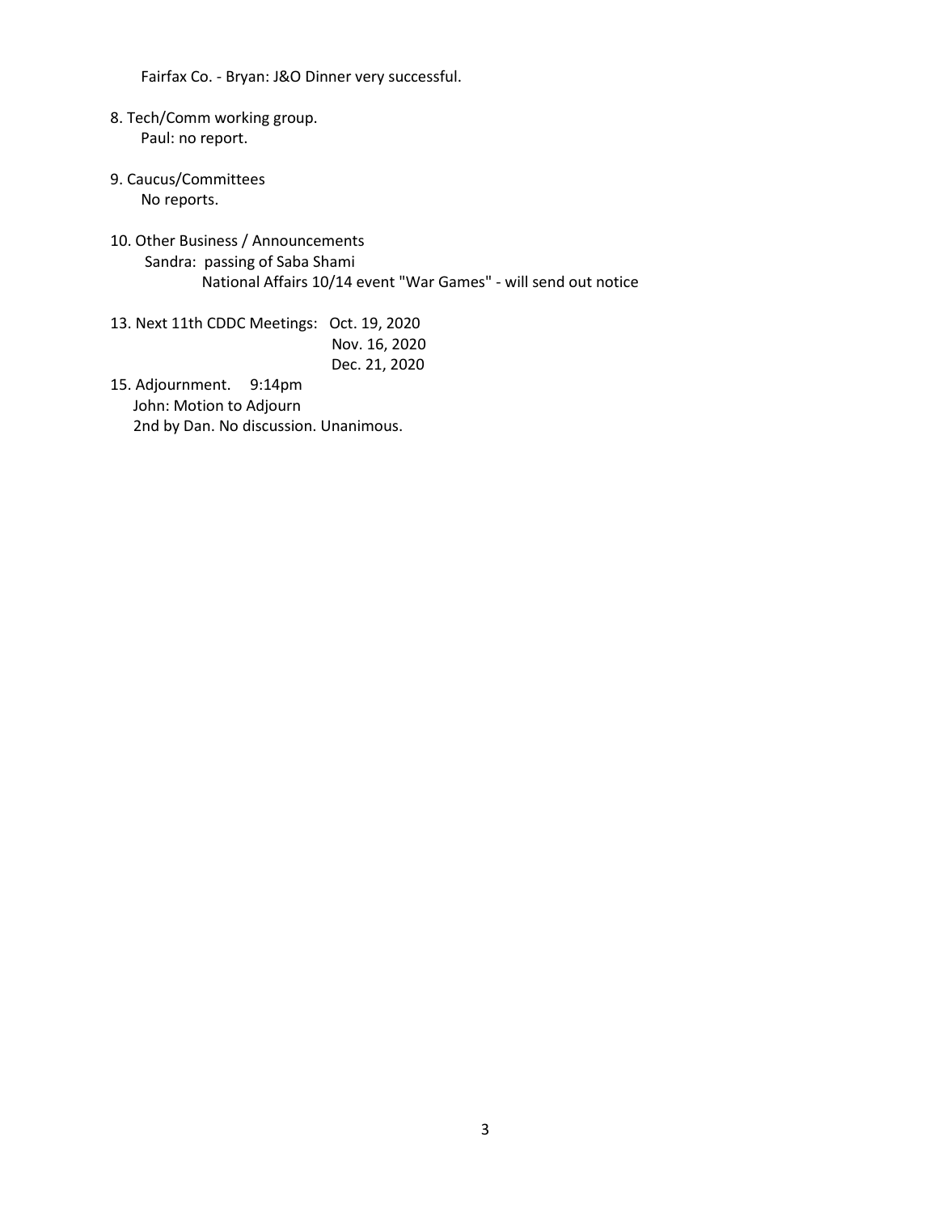Fairfax Co. - Bryan: J&O Dinner very successful.

8. Tech/Comm working group.
   Paul: no report.

9. Caucus/Committees
   No reports.

10. Other Business / Announcements
    Sandra: passing of Saba Shami
    National Affairs 10/14 event "War Games" - will send out notice

13. Next 11th CDDC Meetings: Oct. 19, 2020
    Nov. 16, 2020
    Dec. 21, 2020

15. Adjournment. 9:14pm
    John: Motion to Adjourn
    2nd by Dan. No discussion. Unanimous.